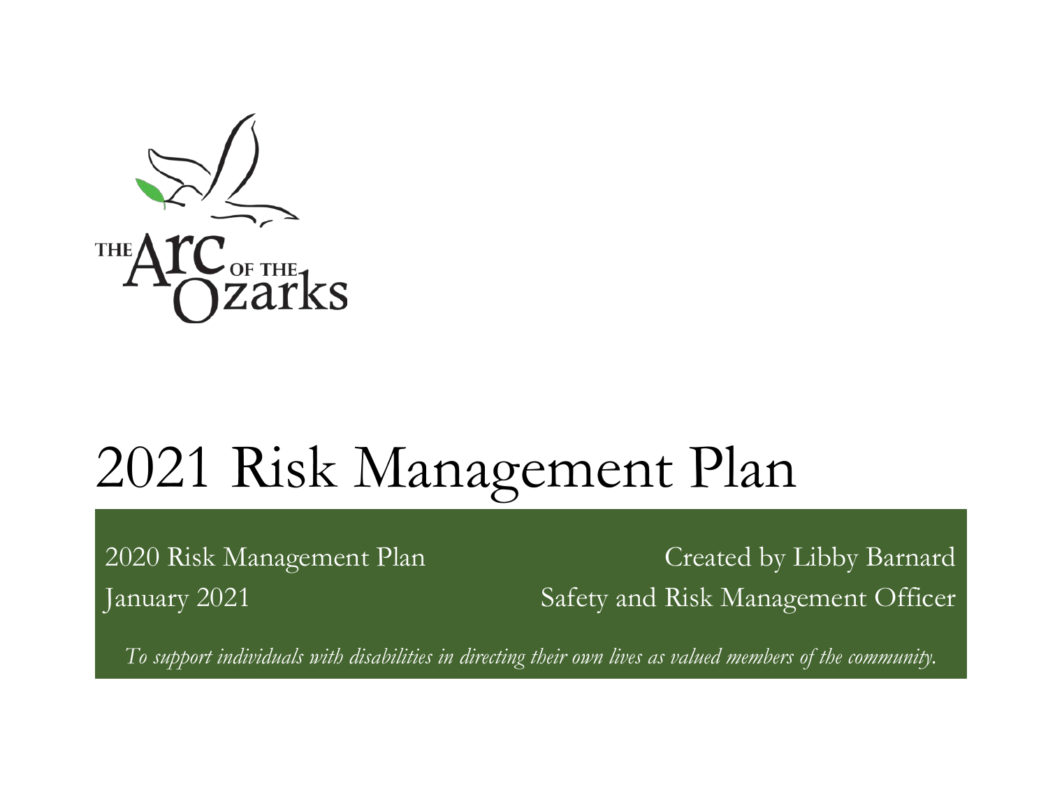THE Arc OF THE Ozarks

# 2021 Risk Management Plan

2020 Risk Management Plan

January 2021

Created by Libby Barnard

Safety and Risk Management Officer

*To support individuals with disabilities in directing their own lives as valued members of the community.*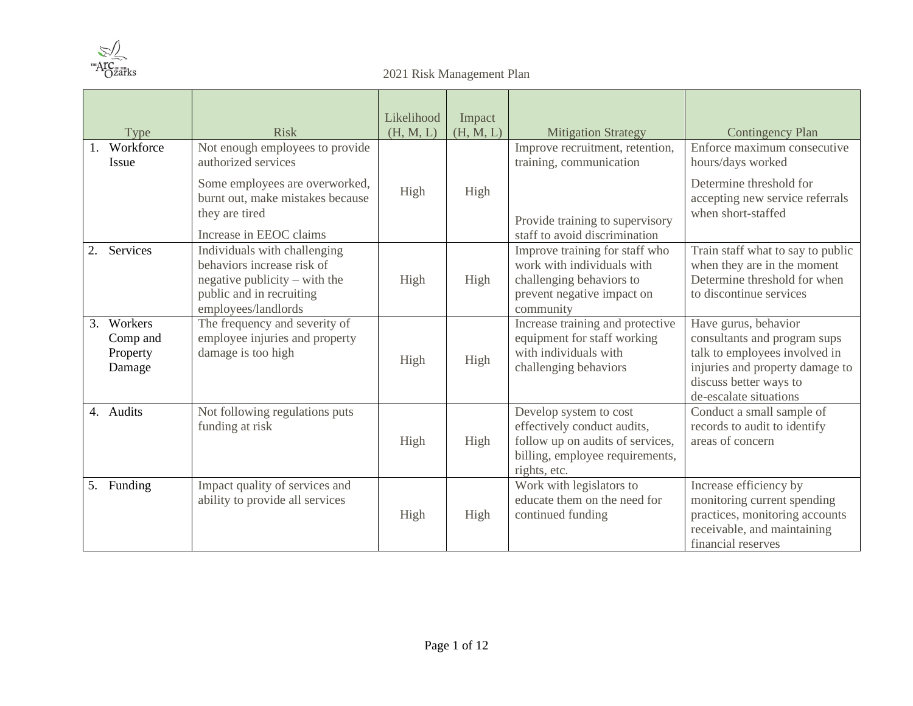2021 Risk Management Plan

| Type | Risk | Likelihood (H, M, L) | Impact (H, M, L) | Mitigation Strategy | Contingency Plan |
|---|---|---|---|---|---|
| 1. Workforce Issue | Not enough employees to provide authorized services<br>Some employees are overworked, burnt out, make mistakes because they are tired<br>Increase in EEOC claims | High | High | Improve recruitment, retention, training, communication<br>Provide training to supervisory staff to avoid discrimination | Enforce maximum consecutive hours/days worked<br>Determine threshold for accepting new service referrals when short-staffed |
| 2. Services | Individuals with challenging behaviors increase risk of negative publicity – with the public and in recruiting employees/landlords | High | High | Improve training for staff who work with individuals with challenging behaviors to prevent negative impact on community | Train staff what to say to public when they are in the moment<br>Determine threshold for when to discontinue services |
| 3. Workers Comp and Property Damage | The frequency and severity of employee injuries and property damage is too high | High | High | Increase training and protective equipment for staff working with individuals with challenging behaviors | Have gurus, behavior consultants and program sups talk to employees involved in injuries and property damage to discuss better ways to de-escalate situations |
| 4. Audits | Not following regulations puts funding at risk | High | High | Develop system to cost effectively conduct audits, follow up on audits of services, billing, employee requirements, rights, etc. | Conduct a small sample of records to audit to identify areas of concern |
| 5. Funding | Impact quality of services and ability to provide all services | High | High | Work with legislators to educate them on the need for continued funding | Increase efficiency by monitoring current spending practices, monitoring accounts receivable, and maintaining financial reserves |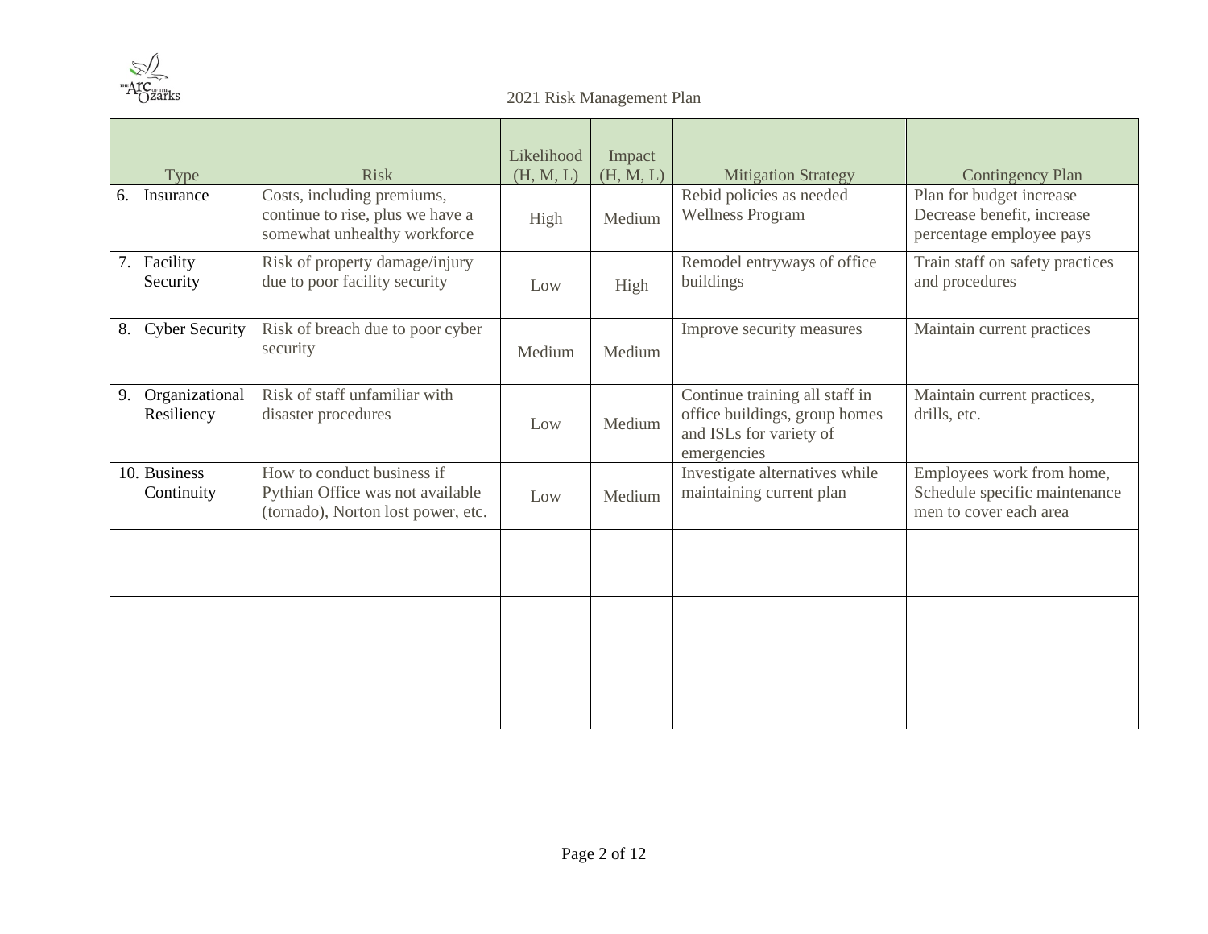2021 Risk Management Plan

| Type | Risk | Likelihood (H, M, L) | Impact (H, M, L) | Mitigation Strategy | Contingency Plan |
|---|---|---|---|---|---|
| 6. Insurance | Costs, including premiums, continue to rise, plus we have a somewhat unhealthy workforce | High | Medium | Rebid policies as needed<br>Wellness Program | Plan for budget increase<br>Decrease benefit, increase percentage employee pays |
| 7. Facility Security | Risk of property damage/injury due to poor facility security | Low | High | Remodel entryways of office buildings | Train staff on safety practices and procedures |
| 8. Cyber Security | Risk of breach due to poor cyber security | Medium | Medium | Improve security measures | Maintain current practices |
| 9. Organizational Resiliency | Risk of staff unfamiliar with disaster procedures | Low | Medium | Continue training all staff in office buildings, group homes and ISLs for variety of emergencies | Maintain current practices, drills, etc. |
| 10. Business Continuity | How to conduct business if Pythian Office was not available (tornado), Norton lost power, etc. | Low | Medium | Investigate alternatives while maintaining current plan | Employees work from home, Schedule specific maintenance men to cover each area |
| | | | | | |
| | | | | | |
| | | | | | |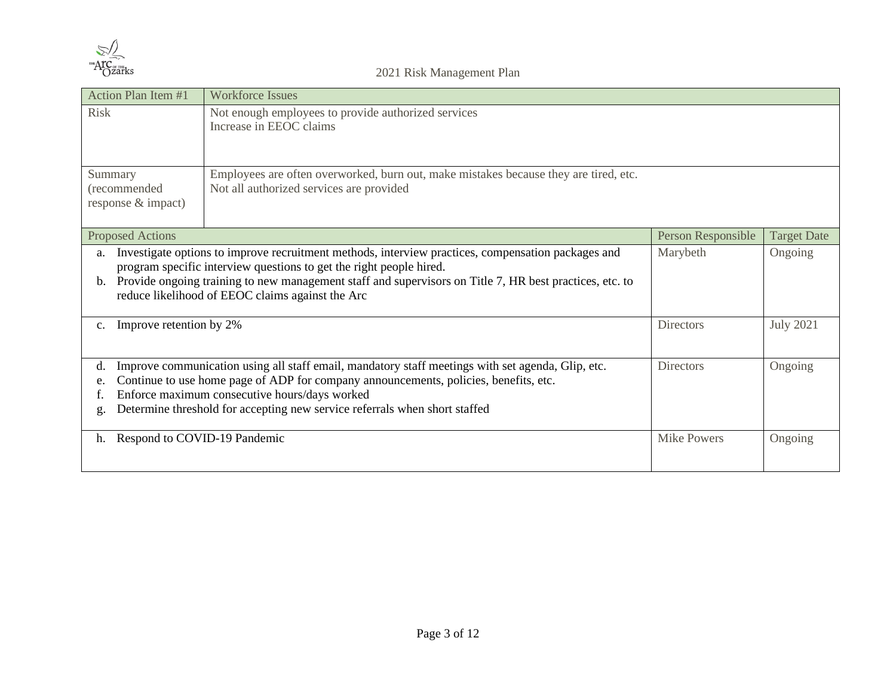| Action Plan Item #1 | Workforce Issues | | |
|---|---|---|---|
| Risk | Not enough employees to provide authorized services<br>Increase in EEOC claims | | |
| Summary (recommended response & impact) | Employees are often overworked, burn out, make mistakes because they are tired, etc.<br>Not all authorized services are provided | | |
| **Proposed Actions** | | **Person Responsible** | **Target Date** |
| a. Investigate options to improve recruitment methods, interview practices, compensation packages and program specific interview questions to get the right people hired.<br>b. Provide ongoing training to new management staff and supervisors on Title 7, HR best practices, etc. to reduce likelihood of EEOC claims against the Arc | | Marybeth | Ongoing |
| c. Improve retention by 2% | | Directors | July 2021 |
| d. Improve communication using all staff email, mandatory staff meetings with set agenda, Glip, etc.<br>e. Continue to use home page of ADP for company announcements, policies, benefits, etc.<br>f. Enforce maximum consecutive hours/days worked<br>g. Determine threshold for accepting new service referrals when short staffed | | Directors | Ongoing |
| h. Respond to COVID-19 Pandemic | | Mike Powers | Ongoing |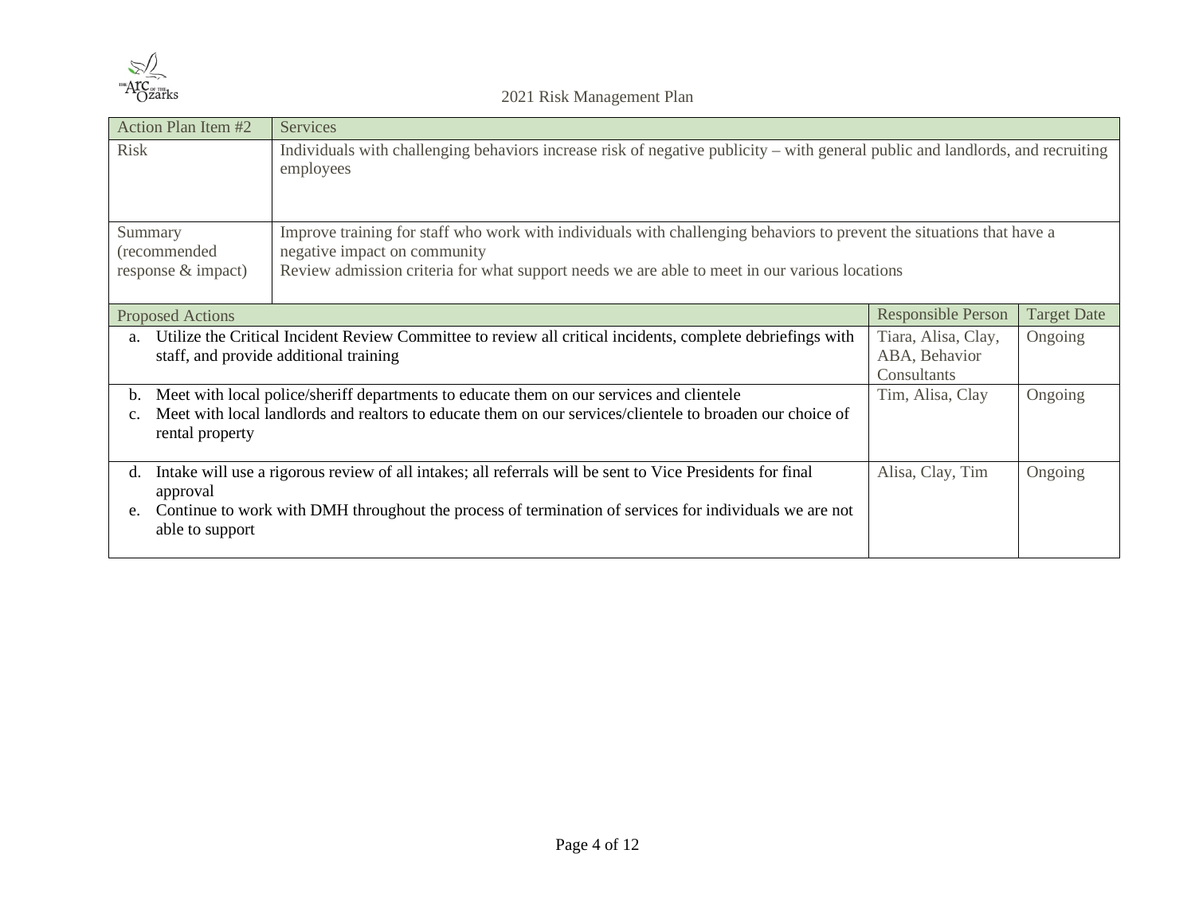2021 Risk Management Plan

| Action Plan Item #2 | Services | | |
|---|---|---|---|
| Risk | Individuals with challenging behaviors increase risk of negative publicity – with general public and landlords, and recruiting employees | | |
| Summary (recommended response & impact) | Improve training for staff who work with individuals with challenging behaviors to prevent the situations that have a negative impact on community<br>Review admission criteria for what support needs we are able to meet in our various locations | | |
| **Proposed Actions** | | **Responsible Person** | **Target Date** |
| a. Utilize the Critical Incident Review Committee to review all critical incidents, complete debriefings with staff, and provide additional training | | Tiara, Alisa, Clay, ABA, Behavior Consultants | Ongoing |
| b. Meet with local police/sheriff departments to educate them on our services and clientele<br>c. Meet with local landlords and realtors to educate them on our services/clientele to broaden our choice of rental property | | Tim, Alisa, Clay | Ongoing |
| d. Intake will use a rigorous review of all intakes; all referrals will be sent to Vice Presidents for final approval<br>e. Continue to work with DMH throughout the process of termination of services for individuals we are not able to support | | Alisa, Clay, Tim | Ongoing |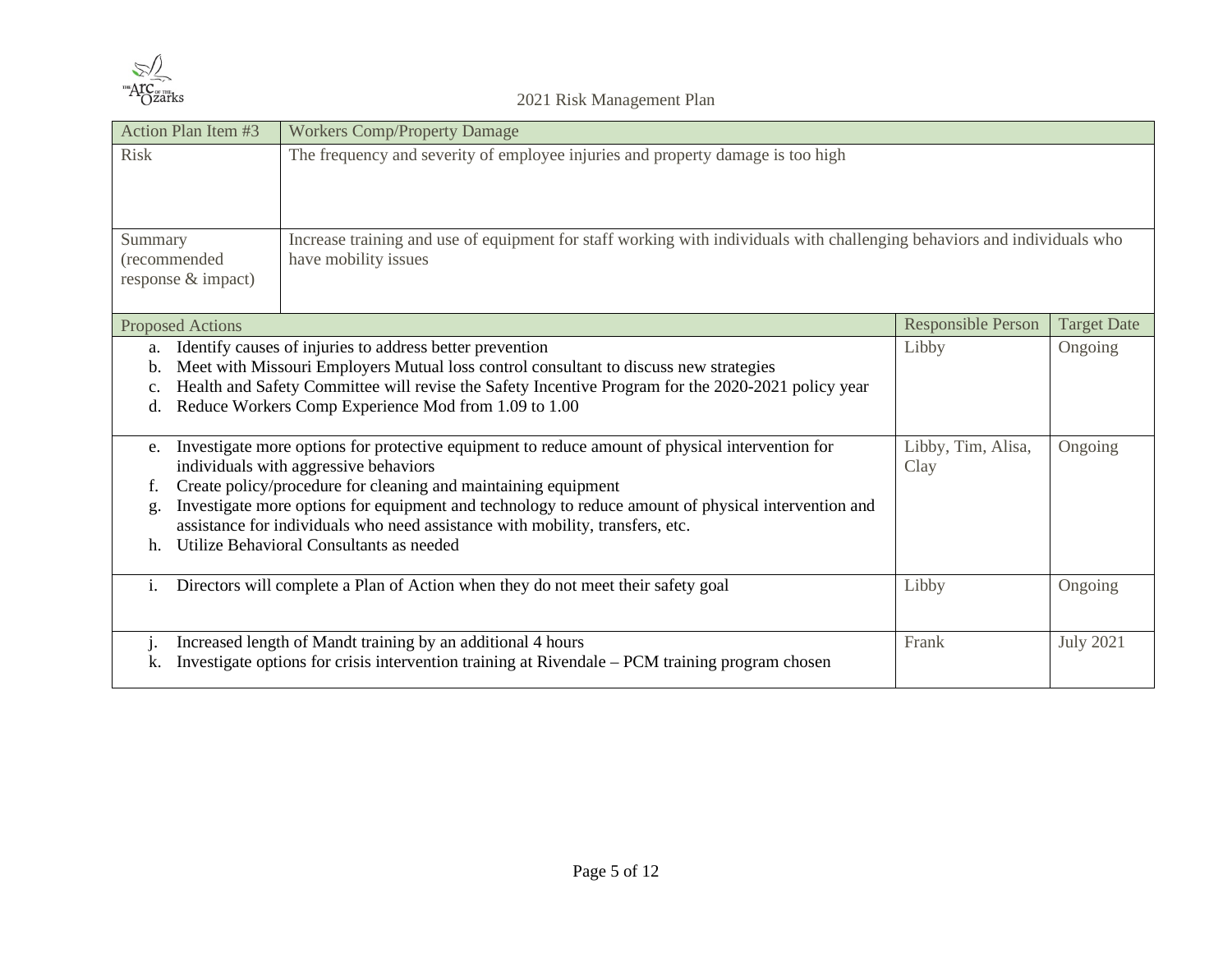| Action Plan Item #3 | Workers Comp/Property Damage | |
|---|---|---|
| Risk | The frequency and severity of employee injuries and property damage is too high | |
| Summary (recommended response & impact) | Increase training and use of equipment for staff working with individuals with challenging behaviors and individuals who have mobility issues | |

| Proposed Actions | Responsible Person | Target Date |
|---|---|---|
| a. Identify causes of injuries to address better prevention<br>b. Meet with Missouri Employers Mutual loss control consultant to discuss new strategies<br>c. Health and Safety Committee will revise the Safety Incentive Program for the 2020-2021 policy year<br>d. Reduce Workers Comp Experience Mod from 1.09 to 1.00 | Libby | Ongoing |
| e. Investigate more options for protective equipment to reduce amount of physical intervention for individuals with aggressive behaviors<br>f. Create policy/procedure for cleaning and maintaining equipment<br>g. Investigate more options for equipment and technology to reduce amount of physical intervention and assistance for individuals who need assistance with mobility, transfers, etc.<br>h. Utilize Behavioral Consultants as needed | Libby, Tim, Alisa, Clay | Ongoing |
| i. Directors will complete a Plan of Action when they do not meet their safety goal | Libby | Ongoing |
| j. Increased length of Mandt training by an additional 4 hours<br>k. Investigate options for crisis intervention training at Rivendale – PCM training program chosen | Frank | July 2021 |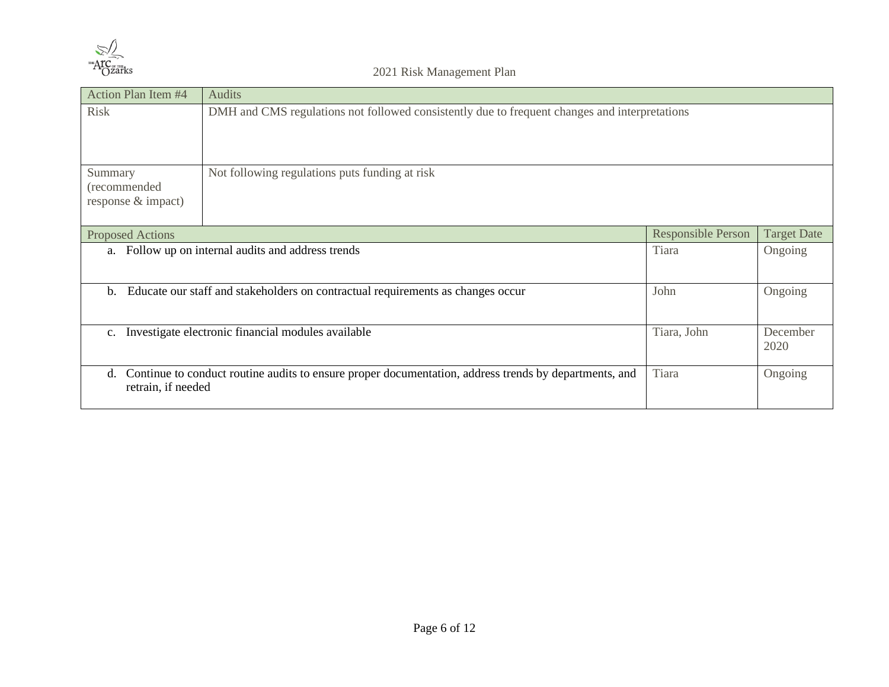| Action Plan Item #4 | Audits | | |
|---|---|---|---|
| Risk | DMH and CMS regulations not followed consistently due to frequent changes and interpretations | | |
| Summary (recommended response & impact) | Not following regulations puts funding at risk | | |
| **Proposed Actions** | | **Responsible Person** | **Target Date** |
| a. Follow up on internal audits and address trends | | Tiara | Ongoing |
| b. Educate our staff and stakeholders on contractual requirements as changes occur | | John | Ongoing |
| c. Investigate electronic financial modules available | | Tiara, John | December 2020 |
| d. Continue to conduct routine audits to ensure proper documentation, address trends by departments, and retrain, if needed | | Tiara | Ongoing |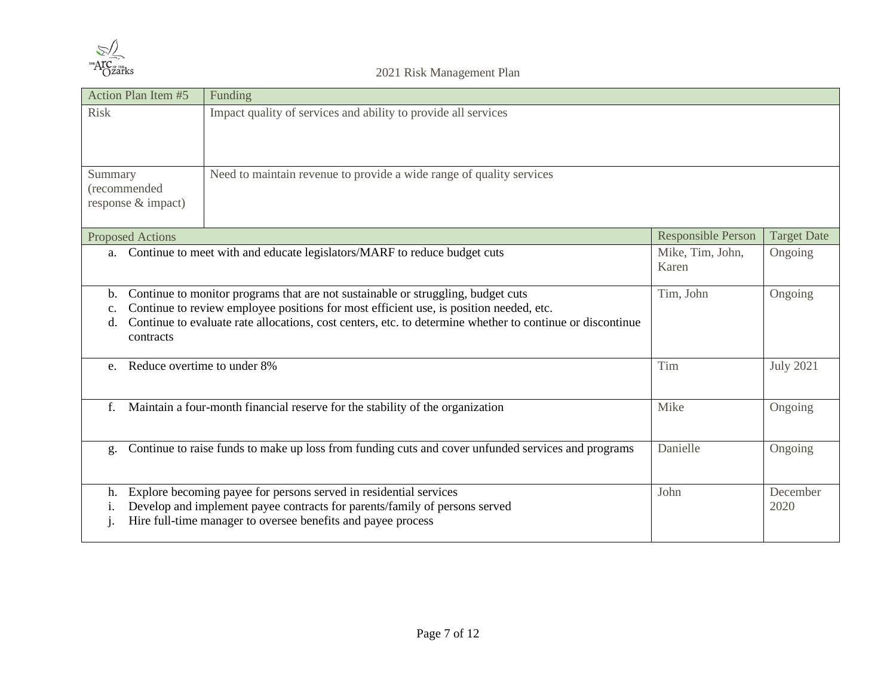| Action Plan Item #5 | Funding | |
|---|---|---|
| Risk | Impact quality of services and ability to provide all services | |
| Summary (recommended response & impact) | Need to maintain revenue to provide a wide range of quality services | |
| **Proposed Actions** | **Responsible Person** | **Target Date** |
| a. Continue to meet with and educate legislators/MARF to reduce budget cuts | Mike, Tim, John, Karen | Ongoing |
| b. Continue to monitor programs that are not sustainable or struggling, budget cuts<br>c. Continue to review employee positions for most efficient use, is position needed, etc.<br>d. Continue to evaluate rate allocations, cost centers, etc. to determine whether to continue or discontinue contracts | Tim, John | Ongoing |
| e. Reduce overtime to under 8% | Tim | July 2021 |
| f. Maintain a four-month financial reserve for the stability of the organization | Mike | Ongoing |
| g. Continue to raise funds to make up loss from funding cuts and cover unfunded services and programs | Danielle | Ongoing |
| h. Explore becoming payee for persons served in residential services<br>i. Develop and implement payee contracts for parents/family of persons served<br>j. Hire full-time manager to oversee benefits and payee process | John | December 2020 |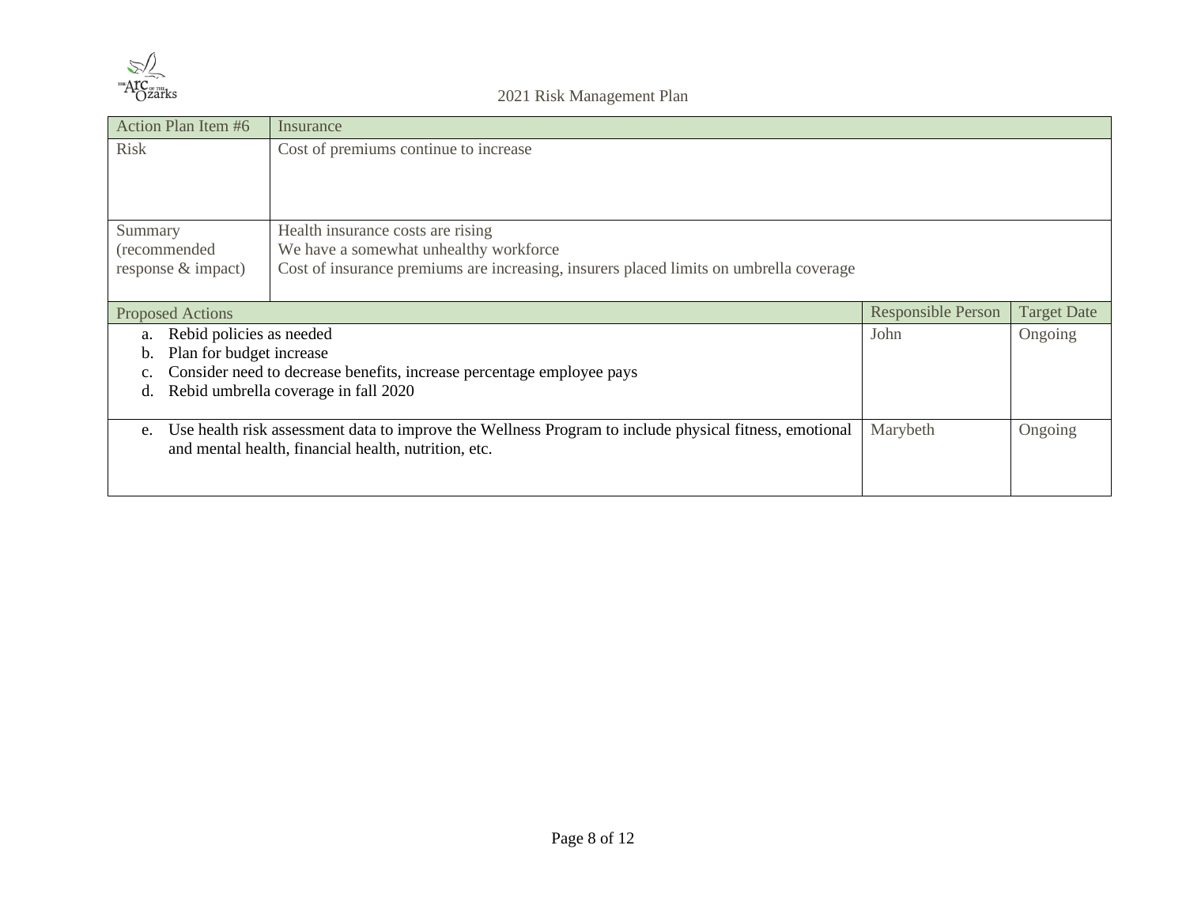| Action Plan Item #6 | Insurance | | |
|---|---|---|---|
| Risk | Cost of premiums continue to increase | | |
| Summary (recommended response & impact) | Health insurance costs are rising<br>We have a somewhat unhealthy workforce<br>Cost of insurance premiums are increasing, insurers placed limits on umbrella coverage | | |
| **Proposed Actions** | | **Responsible Person** | **Target Date** |
| a. Rebid policies as needed<br>b. Plan for budget increase<br>c. Consider need to decrease benefits, increase percentage employee pays<br>d. Rebid umbrella coverage in fall 2020 | | John | Ongoing |
| e. Use health risk assessment data to improve the Wellness Program to include physical fitness, emotional and mental health, financial health, nutrition, etc. | | Marybeth | Ongoing |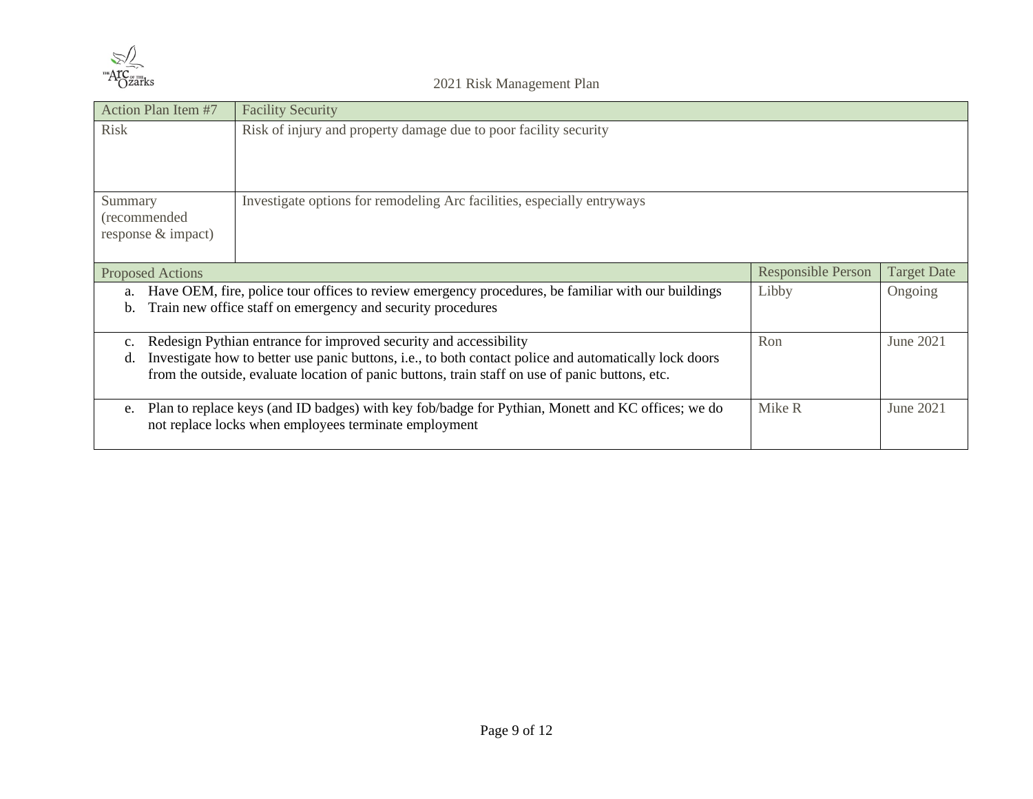| Action Plan Item #7 | Facility Security | | |
|---|---|---|---|
| Risk | Risk of injury and property damage due to poor facility security | | |
| Summary (recommended response & impact) | Investigate options for remodeling Arc facilities, especially entryways | | |
| **Proposed Actions** | | **Responsible Person** | **Target Date** |
| a. Have OEM, fire, police tour offices to review emergency procedures, be familiar with our buildings<br>b. Train new office staff on emergency and security procedures | | Libby | Ongoing |
| c. Redesign Pythian entrance for improved security and accessibility<br>d. Investigate how to better use panic buttons, i.e., to both contact police and automatically lock doors from the outside, evaluate location of panic buttons, train staff on use of panic buttons, etc. | | Ron | June 2021 |
| e. Plan to replace keys (and ID badges) with key fob/badge for Pythian, Monett and KC offices; we do not replace locks when employees terminate employment | | Mike R | June 2021 |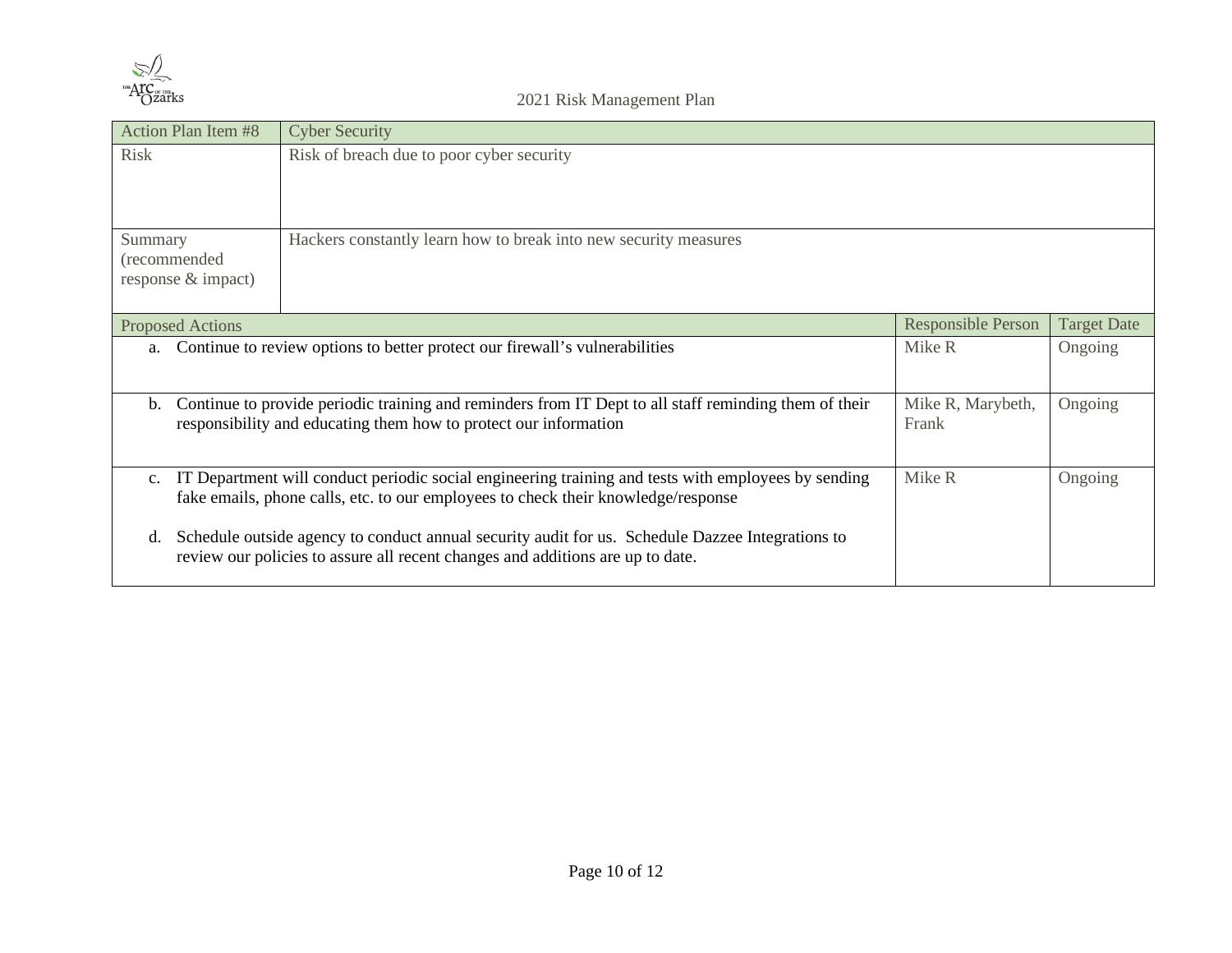| Action Plan Item #8 | Cyber Security | | |
|---|---|---|---|
| Risk | Risk of breach due to poor cyber security | | |
| Summary (recommended response & impact) | Hackers constantly learn how to break into new security measures | | |
| **Proposed Actions** | | **Responsible Person** | **Target Date** |
| a. Continue to review options to better protect our firewall's vulnerabilities | | Mike R | Ongoing |
| b. Continue to provide periodic training and reminders from IT Dept to all staff reminding them of their responsibility and educating them how to protect our information | | Mike R, Marybeth, Frank | Ongoing |
| c. IT Department will conduct periodic social engineering training and tests with employees by sending fake emails, phone calls, etc. to our employees to check their knowledge/response<br><br>d. Schedule outside agency to conduct annual security audit for us. Schedule Dazzee Integrations to review our policies to assure all recent changes and additions are up to date. | | Mike R | Ongoing |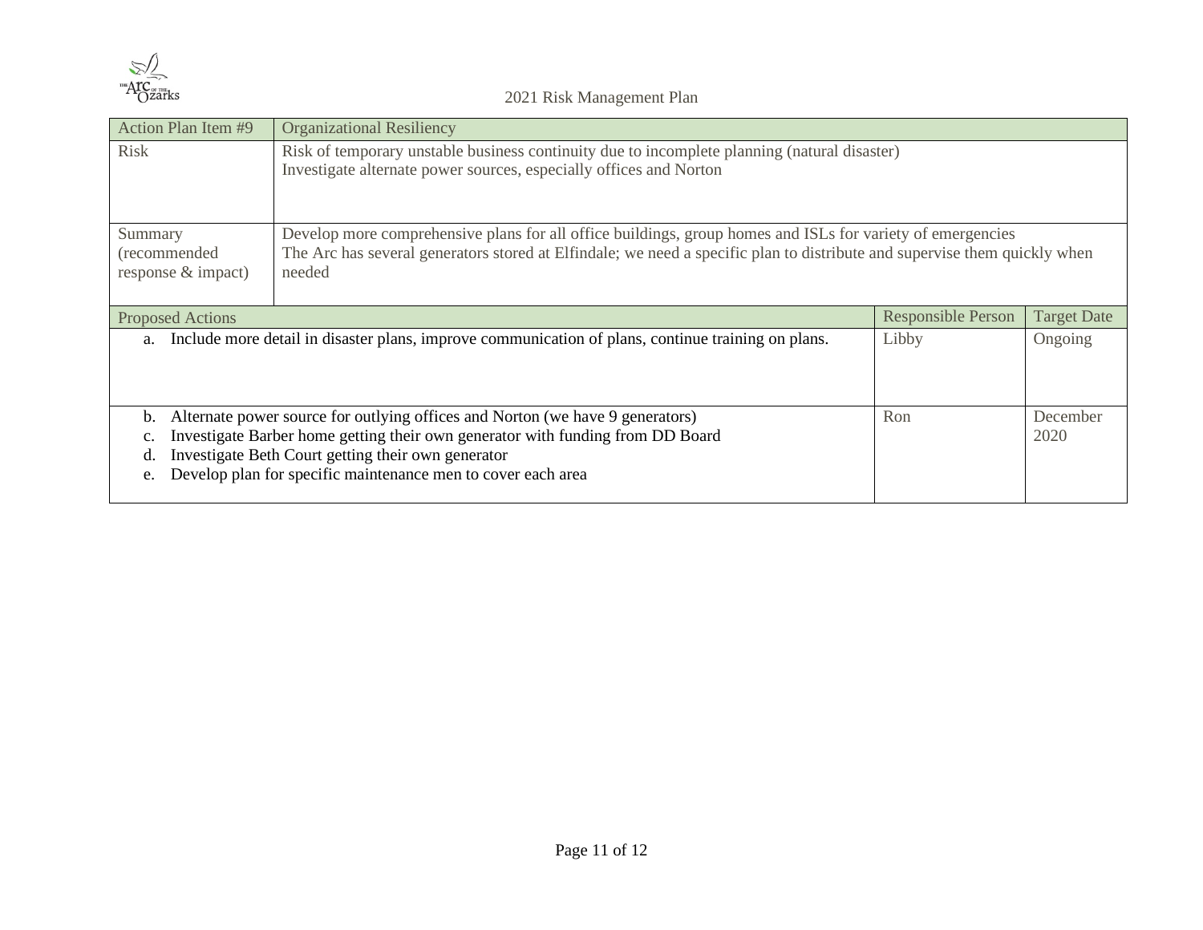| Action Plan Item #9 | Organizational Resiliency | | |
|---|---|---|---|
| Risk | Risk of temporary unstable business continuity due to incomplete planning (natural disaster)<br>Investigate alternate power sources, especially offices and Norton | | |
| Summary (recommended response & impact) | Develop more comprehensive plans for all office buildings, group homes and ISLs for variety of emergencies<br>The Arc has several generators stored at Elfindale; we need a specific plan to distribute and supervise them quickly when needed | | |
| **Proposed Actions** | | **Responsible Person** | **Target Date** |
| a. Include more detail in disaster plans, improve communication of plans, continue training on plans. | | Libby | Ongoing |
| b. Alternate power source for outlying offices and Norton (we have 9 generators)<br>c. Investigate Barber home getting their own generator with funding from DD Board<br>d. Investigate Beth Court getting their own generator<br>e. Develop plan for specific maintenance men to cover each area | | Ron | December 2020 |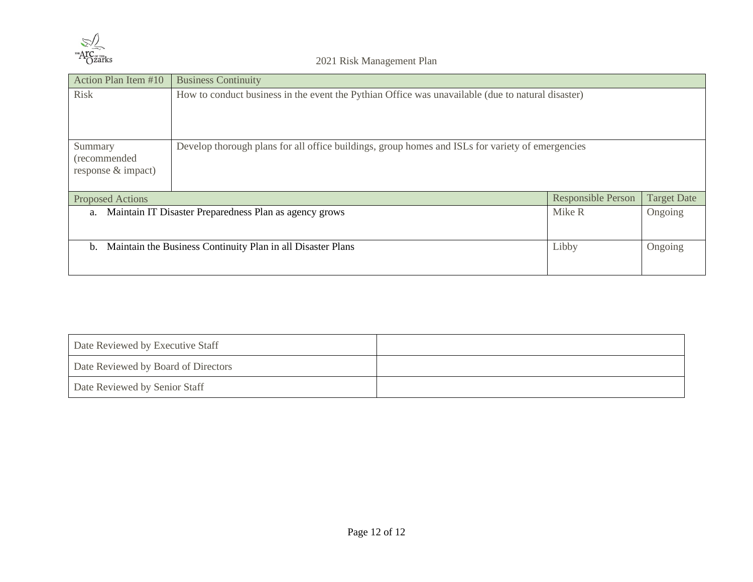| Action Plan Item #10 | Business Continuity | | |
|---|---|---|---|
| Risk | How to conduct business in the event the Pythian Office was unavailable (due to natural disaster) | | |
| Summary (recommended response & impact) | Develop thorough plans for all office buildings, group homes and ISLs for variety of emergencies | | |
| Proposed Actions | | Responsible Person | Target Date |
| a. Maintain IT Disaster Preparedness Plan as agency grows | | Mike R | Ongoing |
| b. Maintain the Business Continuity Plan in all Disaster Plans | | Libby | Ongoing |

| | |
|---|---|
| Date Reviewed by Executive Staff | |
| Date Reviewed by Board of Directors | |
| Date Reviewed by Senior Staff | |